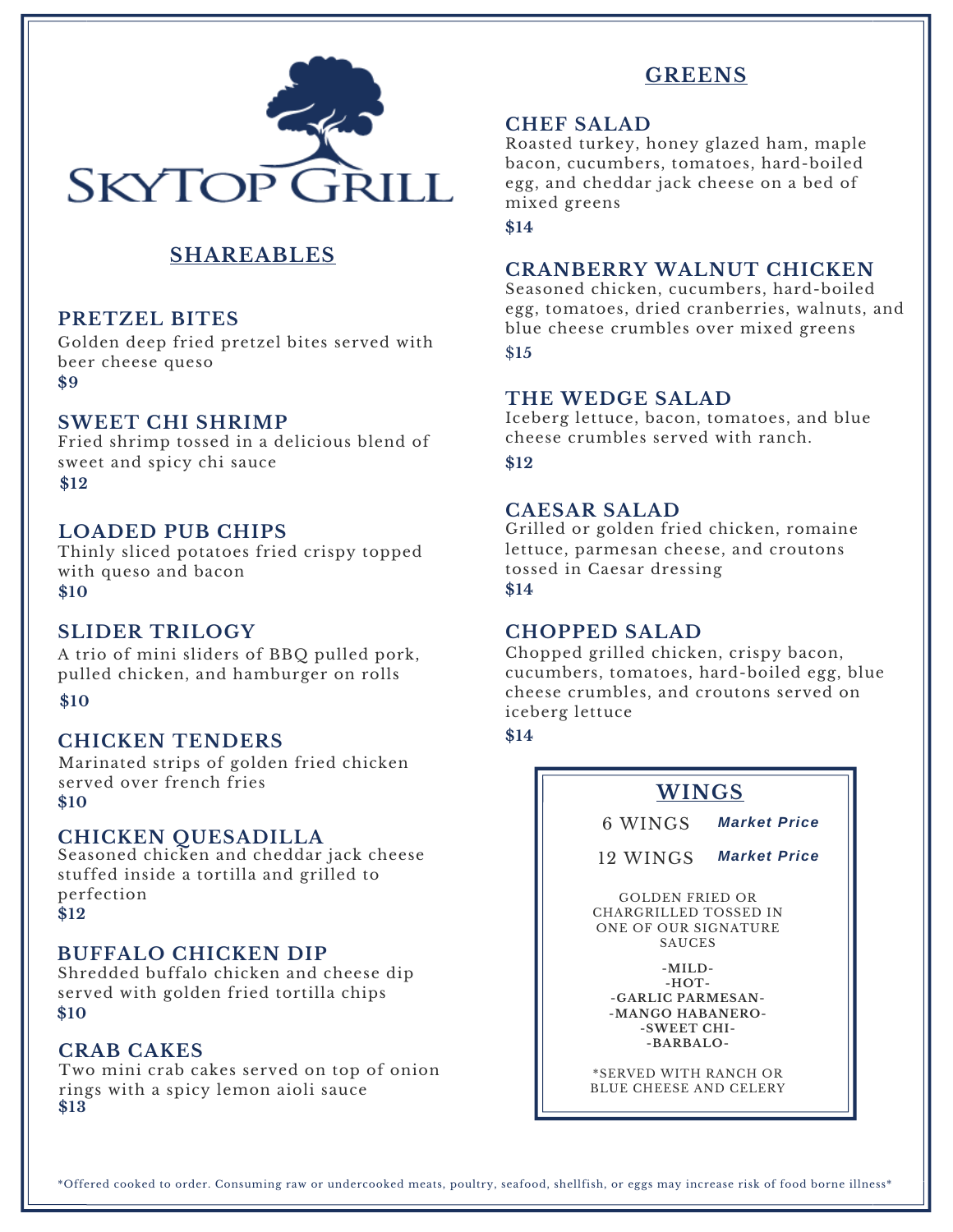# SkyTop Grill

## SHAREABLES

### PRETZEL BITES
Golden deep fried pretzel bites served with beer cheese queso
**$9**

### SWEET CHI SHRIMP
Fried shrimp tossed in a delicious blend of sweet and spicy chi sauce
**$12**

### LOADED PUB CHIPS
Thinly sliced potatoes fried crispy topped with queso and bacon
**$10**

### SLIDER TRILOGY
A trio of mini sliders of BBQ pulled pork, pulled chicken, and hamburger on rolls
**$10**

### CHICKEN TENDERS
Marinated strips of golden fried chicken served over french fries
**$10**

### CHICKEN QUESADILLA
Seasoned chicken and cheddar jack cheese stuffed inside a tortilla and grilled to perfection
**$12**

### BUFFALO CHICKEN DIP
Shredded buffalo chicken and cheese dip served with golden fried tortilla chips
**$10**

### CRAB CAKES
Two mini crab cakes served on top of onion rings with a spicy lemon aioli sauce
**$13**

## GREENS

### CHEF SALAD
Roasted turkey, honey glazed ham, maple bacon, cucumbers, tomatoes, hard-boiled egg, and cheddar jack cheese on a bed of mixed greens
**$14**

### CRANBERRY WALNUT CHICKEN
Seasoned chicken, cucumbers, hard-boiled egg, tomatoes, dried cranberries, walnuts, and blue cheese crumbles over mixed greens
**$15**

### THE WEDGE SALAD
Iceberg lettuce, bacon, tomatoes, and blue cheese crumbles served with ranch.
**$12**

### CAESAR SALAD
Grilled or golden fried chicken, romaine lettuce, parmesan cheese, and croutons tossed in Caesar dressing
**$14**

### CHOPPED SALAD
Chopped grilled chicken, crispy bacon, cucumbers, tomatoes, hard-boiled egg, blue cheese crumbles, and croutons served on iceberg lettuce
**$14**

## WINGS

6 WINGS ***Market Price***

12 WINGS ***Market Price***

GOLDEN FRIED OR CHARGRILLED TOSSED IN ONE OF OUR SIGNATURE SAUCES

**-MILD-**
**-HOT-**
**-GARLIC PARMESAN-**
**-MANGO HABANERO-**
**-SWEET CHI-**
**-BARBALO-**

*SERVED WITH RANCH OR BLUE CHEESE AND CELERY

*Offered cooked to order. Consuming raw or undercooked meats, poultry, seafood, shellfish, or eggs may increase risk of food borne illness*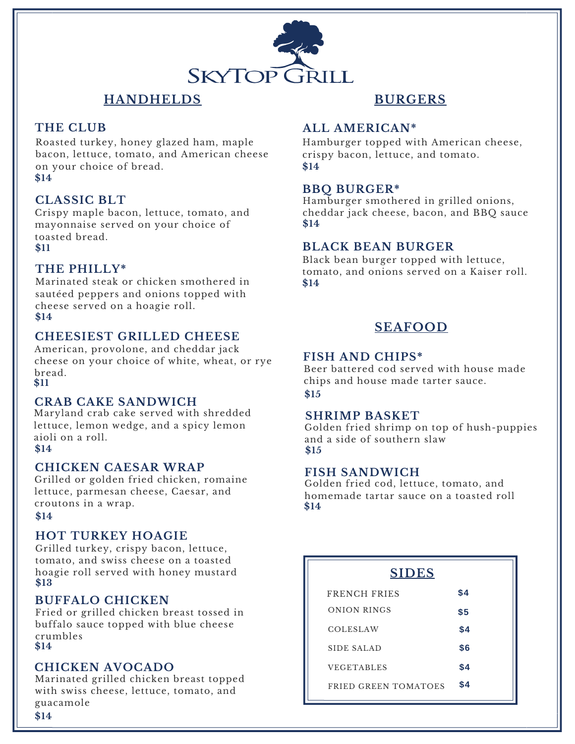# SkyTop Grill

## HANDHELDS

### THE CLUB
Roasted turkey, honey glazed ham, maple bacon, lettuce, tomato, and American cheese on your choice of bread.
**$14**

### CLASSIC BLT
Crispy maple bacon, lettuce, tomato, and mayonnaise served on your choice of toasted bread.
**$11**

### THE PHILLY*
Marinated steak or chicken smothered in sautéed peppers and onions topped with cheese served on a hoagie roll.
**$14**

### CHEESIEST GRILLED CHEESE
American, provolone, and cheddar jack cheese on your choice of white, wheat, or rye bread.
**$11**

### CRAB CAKE SANDWICH
Maryland crab cake served with shredded lettuce, lemon wedge, and a spicy lemon aioli on a roll.
**$14**

### CHICKEN CAESAR WRAP
Grilled or golden fried chicken, romaine lettuce, parmesan cheese, Caesar, and croutons in a wrap.
**$14**

### HOT TURKEY HOAGIE
Grilled turkey, crispy bacon, lettuce, tomato, and swiss cheese on a toasted hoagie roll served with honey mustard
**$13**

### BUFFALO CHICKEN
Fried or grilled chicken breast tossed in buffalo sauce topped with blue cheese crumbles
**$14**

### CHICKEN AVOCADO
Marinated grilled chicken breast topped with swiss cheese, lettuce, tomato, and guacamole
**$14**

## BURGERS

### ALL AMERICAN*
Hamburger topped with American cheese, crispy bacon, lettuce, and tomato.
**$14**

### BBQ BURGER*
Hamburger smothered in grilled onions, cheddar jack cheese, bacon, and BBQ sauce
**$14**

### BLACK BEAN BURGER
Black bean burger topped with lettuce, tomato, and onions served on a Kaiser roll.
**$14**

## SEAFOOD

### FISH AND CHIPS*
Beer battered cod served with house made chips and house made tarter sauce.
**$15**

### SHRIMP BASKET
Golden fried shrimp on top of hush-puppies and a side of southern slaw
**$15**

### FISH SANDWICH
Golden fried cod, lettuce, tomato, and homemade tartar sauce on a toasted roll
**$14**

## SIDES

| | |
|---|---|
| FRENCH FRIES | $4 |
| ONION RINGS | $5 |
| COLESLAW | $4 |
| SIDE SALAD | $6 |
| VEGETABLES | $4 |
| FRIED GREEN TOMATOES | $4 |